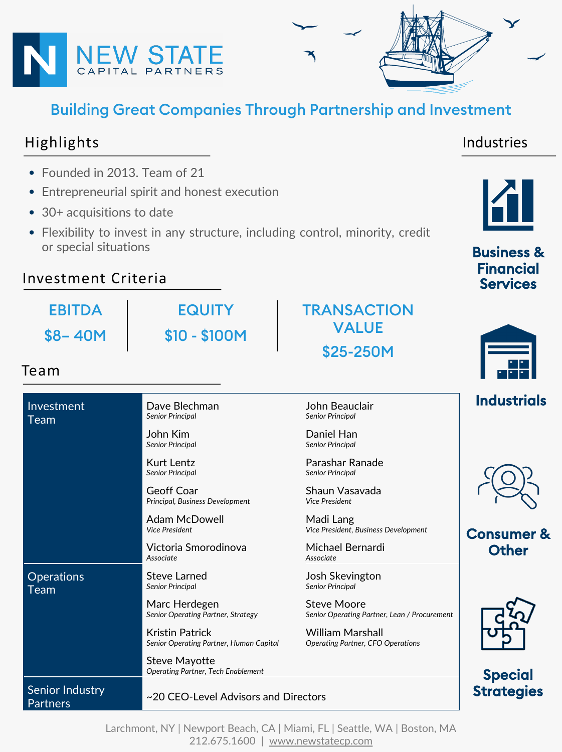# NEW STATE CAPITAL PARTNERS

## Building Great Companies Through Partnership and Investment

## Highlights

- Founded in 2013. Team of 21
- Entrepreneurial spirit and honest execution
- 30+ acquisitions to date
- Flexibility to invest in any structure, including control, minority, credit or special situations

## Investment Criteria

| EBITDA | EQUITY | TRANSACTION VALUE |
|---|---|---|
| $8– 40M | $10 - $100M | $25-250M |

## Team

| Team | | |
|---|---|---|
| Investment Team | Dave Blechman *Senior Principal* | John Beauclair *Senior Principal* |
| | John Kim *Senior Principal* | Daniel Han *Senior Principal* |
| | Kurt Lentz *Senior Principal* | Parashar Ranade *Senior Principal* |
| | Geoff Coar *Principal, Business Development* | Shaun Vasavada *Vice President* |
| | Adam McDowell *Vice President* | Madi Lang *Vice President, Business Development* |
| | Victoria Smorodinova *Associate* | Michael Bernardi *Associate* |
| Operations Team | Steve Larned *Senior Principal* | Josh Skevington *Senior Principal* |
| | Marc Herdegen *Senior Operating Partner, Strategy* | Steve Moore *Senior Operating Partner, Lean / Procurement* |
| | Kristin Patrick *Senior Operating Partner, Human Capital* | William Marshall *Operating Partner, CFO Operations* |
| | Steve Mayotte *Operating Partner, Tech Enablement* | |
| Senior Industry Partners | ~20 CEO-Level Advisors and Directors | |

## Industries

- **Business & Financial Services**
- **Industrials**
- **Consumer & Other**
- **Special Strategies**

Larchmont, NY | Newport Beach, CA | Miami, FL | Seattle, WA | Boston, MA
212.675.1600 | www.newstatecp.com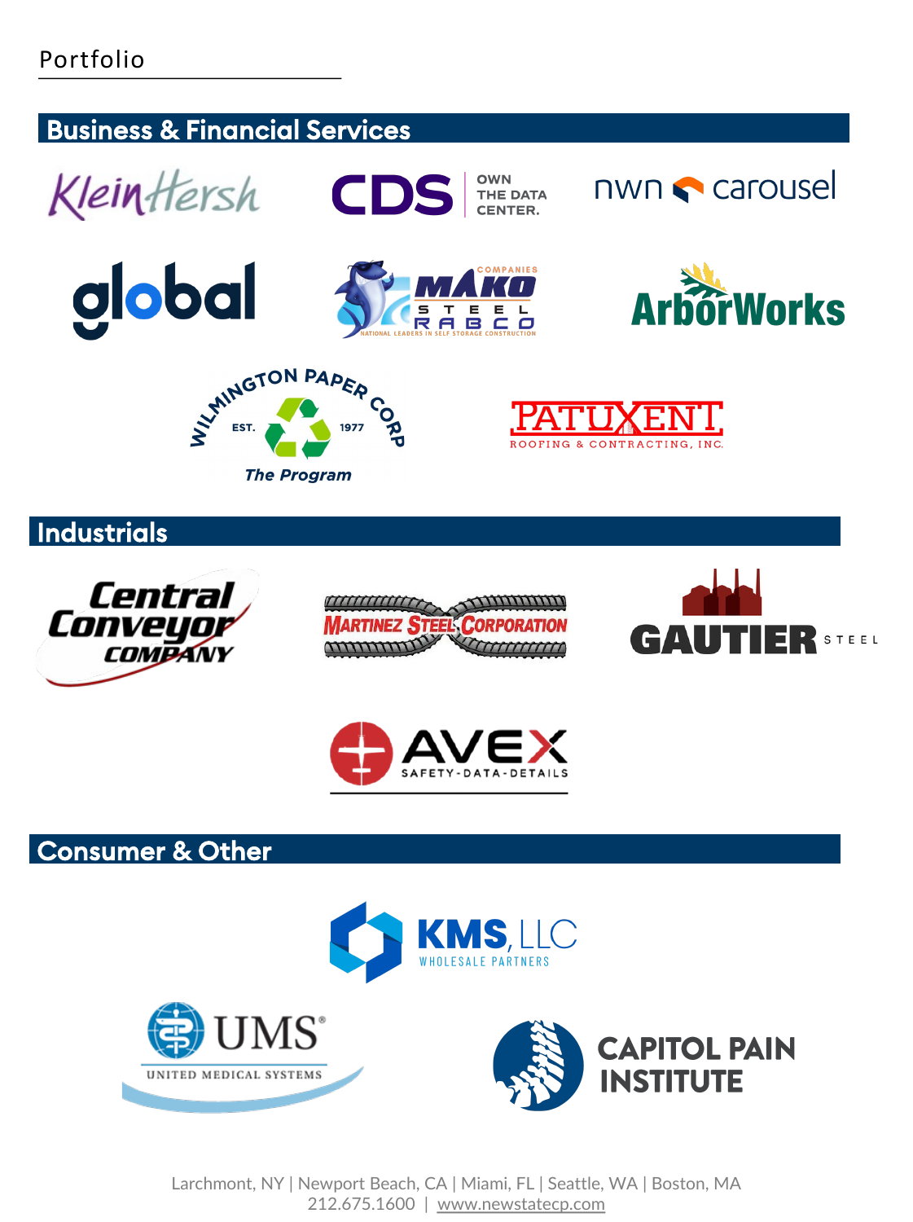Portfolio

## Business & Financial Services

KleinHersh

CDS OWN THE DATA CENTER.

nwn carousel

global

MAKO COMPANIES STEEL RABCO NATIONAL LEADERS IN SELF STORAGE CONSTRUCTION

ArborWorks

WILMINGTON PAPER CORP EST. 1977 The Program

PATUXENT ROOFING & CONTRACTING, INC.

## Industrials

Central Conveyor Company

Martinez Steel Corporation

GAUTIER STEEL

AVEX SAFETY-DATA-DETAILS

## Consumer & Other

KMS, LLC WHOLESALE PARTNERS

UMS® UNITED MEDICAL SYSTEMS

CAPITOL PAIN INSTITUTE

Larchmont, NY | Newport Beach, CA | Miami, FL | Seattle, WA | Boston, MA
212.675.1600 | www.newstatecp.com